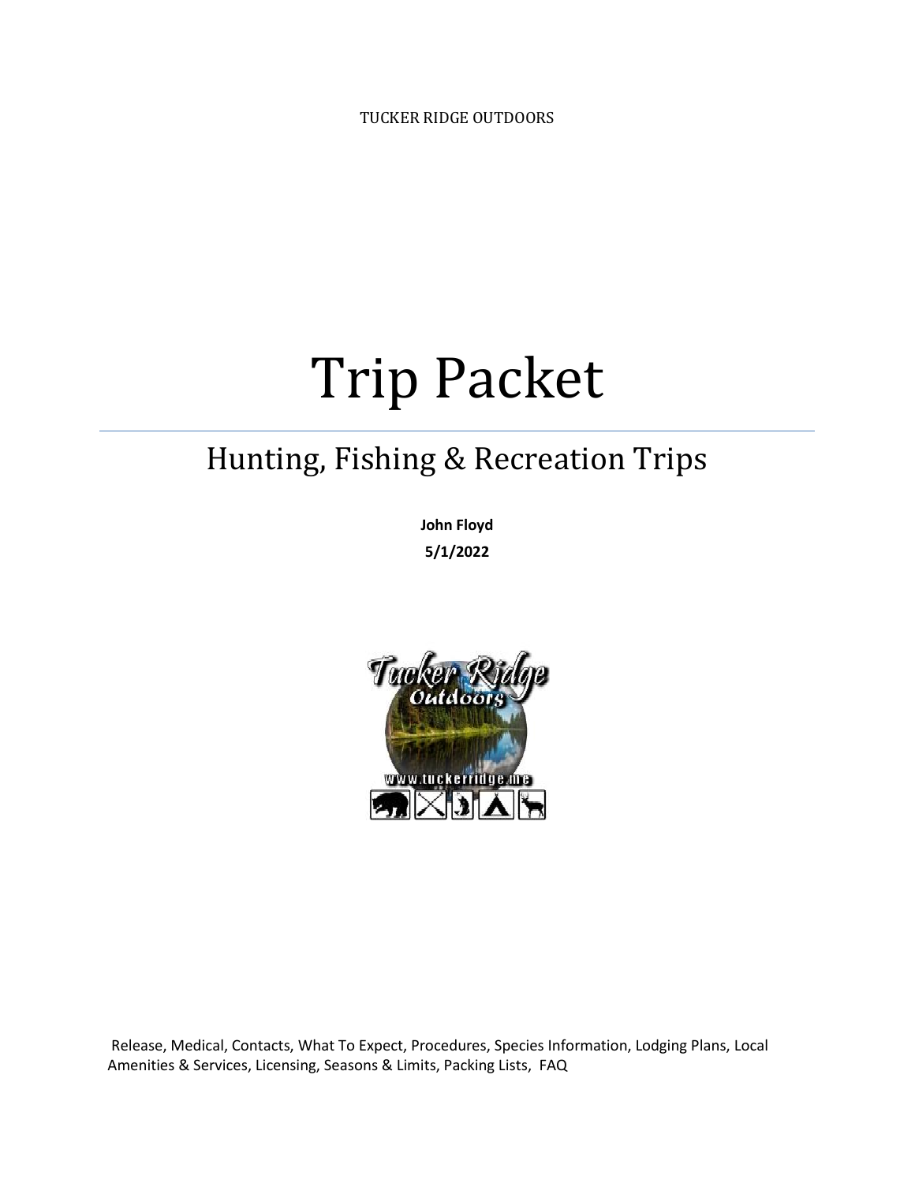TUCKER RIDGE OUTDOORS

# Trip Packet

## Hunting, Fishing & Recreation Trips

**John Floyd**

**5/1/2022**

Release, Medical, Contacts, What To Expect, Procedures, Species Information, Lodging Plans, Local Amenities & Services, Licensing, Seasons & Limits, Packing Lists, FAQ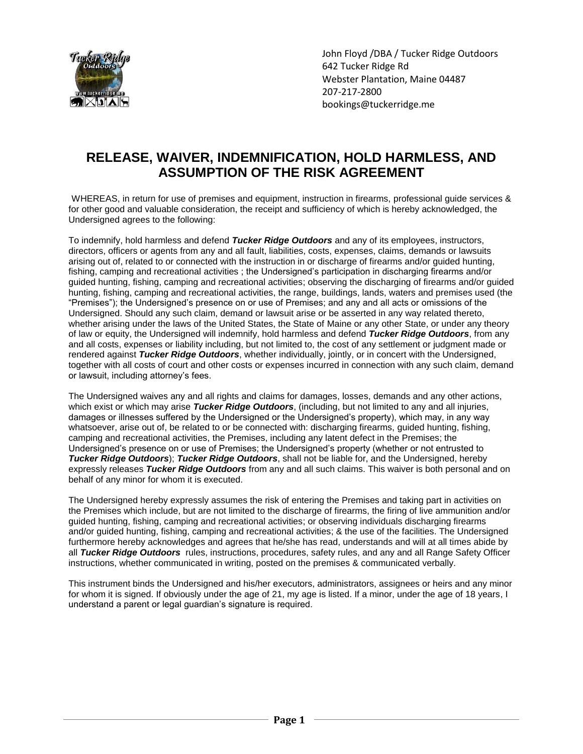John Floyd /DBA / Tucker Ridge Outdoors
642 Tucker Ridge Rd
Webster Plantation, Maine 04487
207-217-2800
bookings@tuckerridge.me

# RELEASE, WAIVER, INDEMNIFICATION, HOLD HARMLESS, AND ASSUMPTION OF THE RISK AGREEMENT

WHEREAS, in return for use of premises and equipment, instruction in firearms, professional guide services & for other good and valuable consideration, the receipt and sufficiency of which is hereby acknowledged, the Undersigned agrees to the following:

To indemnify, hold harmless and defend ***Tucker Ridge Outdoors*** and any of its employees, instructors, directors, officers or agents from any and all fault, liabilities, costs, expenses, claims, demands or lawsuits arising out of, related to or connected with the instruction in or discharge of firearms and/or guided hunting, fishing, camping and recreational activities ; the Undersigned's participation in discharging firearms and/or guided hunting, fishing, camping and recreational activities; observing the discharging of firearms and/or guided hunting, fishing, camping and recreational activities, the range, buildings, lands, waters and premises used (the "Premises"); the Undersigned's presence on or use of Premises; and any and all acts or omissions of the Undersigned. Should any such claim, demand or lawsuit arise or be asserted in any way related thereto, whether arising under the laws of the United States, the State of Maine or any other State, or under any theory of law or equity, the Undersigned will indemnify, hold harmless and defend ***Tucker Ridge Outdoors***, from any and all costs, expenses or liability including, but not limited to, the cost of any settlement or judgment made or rendered against ***Tucker Ridge Outdoors***, whether individually, jointly, or in concert with the Undersigned, together with all costs of court and other costs or expenses incurred in connection with any such claim, demand or lawsuit, including attorney's fees.

The Undersigned waives any and all rights and claims for damages, losses, demands and any other actions, which exist or which may arise ***Tucker Ridge Outdoors***, (including, but not limited to any and all injuries, damages or illnesses suffered by the Undersigned or the Undersigned's property), which may, in any way whatsoever, arise out of, be related to or be connected with: discharging firearms, guided hunting, fishing, camping and recreational activities, the Premises, including any latent defect in the Premises; the Undersigned's presence on or use of Premises; the Undersigned's property (whether or not entrusted to ***Tucker Ridge Outdoors***); ***Tucker Ridge Outdoors***, shall not be liable for, and the Undersigned, hereby expressly releases ***Tucker Ridge Outdoors*** from any and all such claims. This waiver is both personal and on behalf of any minor for whom it is executed.

The Undersigned hereby expressly assumes the risk of entering the Premises and taking part in activities on the Premises which include, but are not limited to the discharge of firearms, the firing of live ammunition and/or guided hunting, fishing, camping and recreational activities; or observing individuals discharging firearms and/or guided hunting, fishing, camping and recreational activities; & the use of the facilities. The Undersigned furthermore hereby acknowledges and agrees that he/she has read, understands and will at all times abide by all ***Tucker Ridge Outdoors*** rules, instructions, procedures, safety rules, and any and all Range Safety Officer instructions, whether communicated in writing, posted on the premises & communicated verbally.

This instrument binds the Undersigned and his/her executors, administrators, assignees or heirs and any minor for whom it is signed. If obviously under the age of 21, my age is listed. If a minor, under the age of 18 years, I understand a parent or legal guardian's signature is required.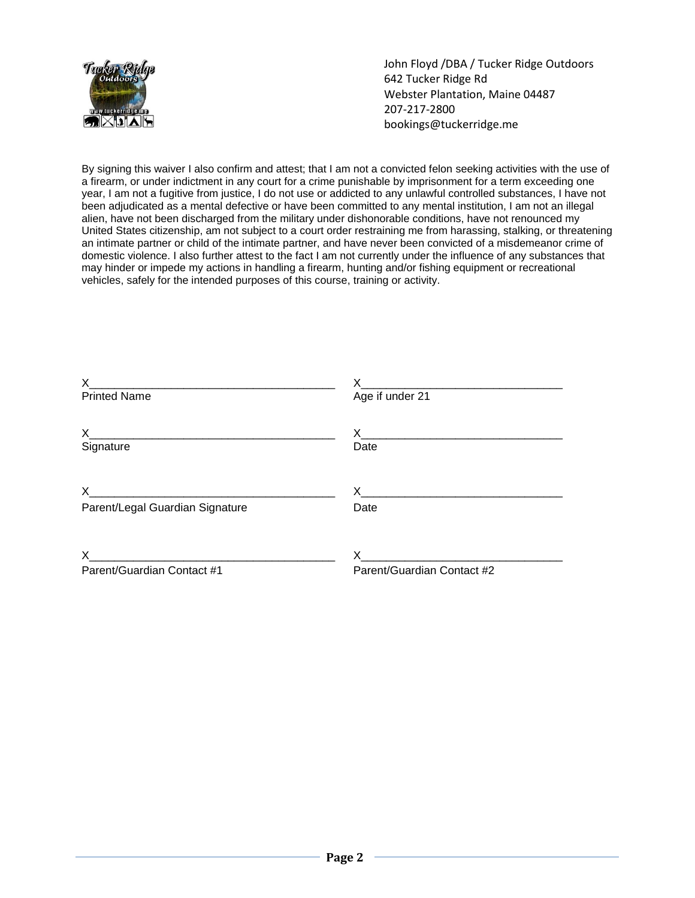John Floyd /DBA / Tucker Ridge Outdoors
642 Tucker Ridge Rd
Webster Plantation, Maine 04487
207-217-2800
bookings@tuckerridge.me

By signing this waiver I also confirm and attest; that I am not a convicted felon seeking activities with the use of a firearm, or under indictment in any court for a crime punishable by imprisonment for a term exceeding one year, I am not a fugitive from justice, I do not use or addicted to any unlawful controlled substances, I have not been adjudicated as a mental defective or have been committed to any mental institution, I am not an illegal alien, have not been discharged from the military under dishonorable conditions, have not renounced my United States citizenship, am not subject to a court order restraining me from harassing, stalking, or threatening an intimate partner or child of the intimate partner, and have never been convicted of a misdemeanor crime of domestic violence. I also further attest to the fact I am not currently under the influence of any substances that may hinder or impede my actions in handling a firearm, hunting and/or fishing equipment or recreational vehicles, safely for the intended purposes of this course, training or activity.

X_______________________________________
Printed Name

X_______________________________
Age if under 21

X_______________________________________
Signature

X_______________________________
Date

X_______________________________________
Parent/Legal Guardian Signature

X_______________________________
Date

X_______________________________________
Parent/Guardian Contact #1

X_______________________________
Parent/Guardian Contact #2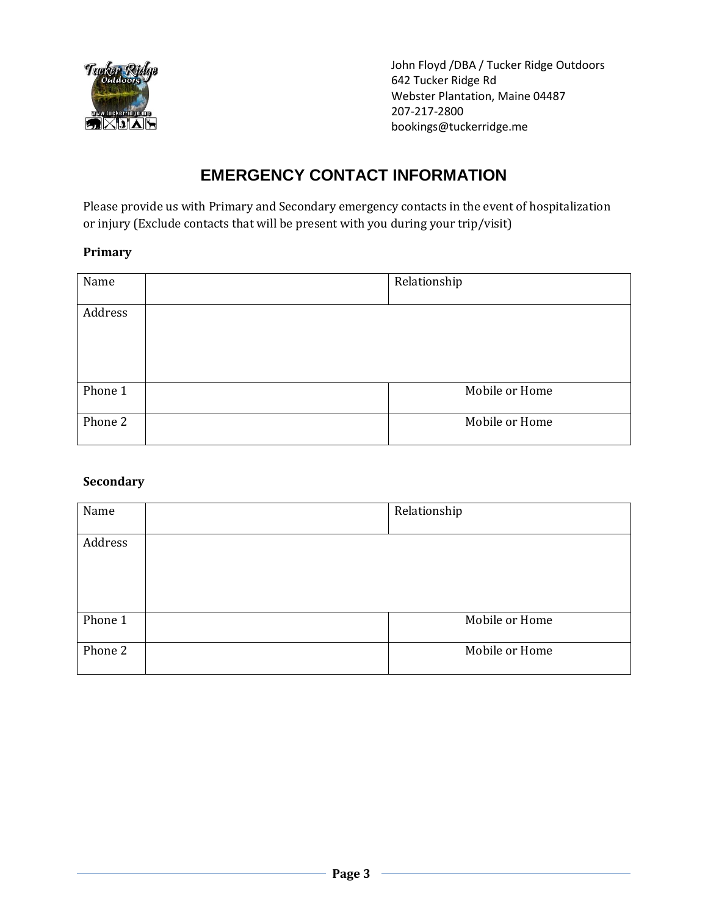John Floyd /DBA / Tucker Ridge Outdoors
642 Tucker Ridge Rd
Webster Plantation, Maine 04487
207-217-2800
bookings@tuckerridge.me

# EMERGENCY CONTACT INFORMATION

Please provide us with Primary and Secondary emergency contacts in the event of hospitalization or injury (Exclude contacts that will be present with you during your trip/visit)

**Primary**

| Name | | Relationship |
|---|---|---|
| Address | | |
| Phone 1 | | Mobile or Home |
| Phone 2 | | Mobile or Home |

**Secondary**

| Name | | Relationship |
|---|---|---|
| Address | | |
| Phone 1 | | Mobile or Home |
| Phone 2 | | Mobile or Home |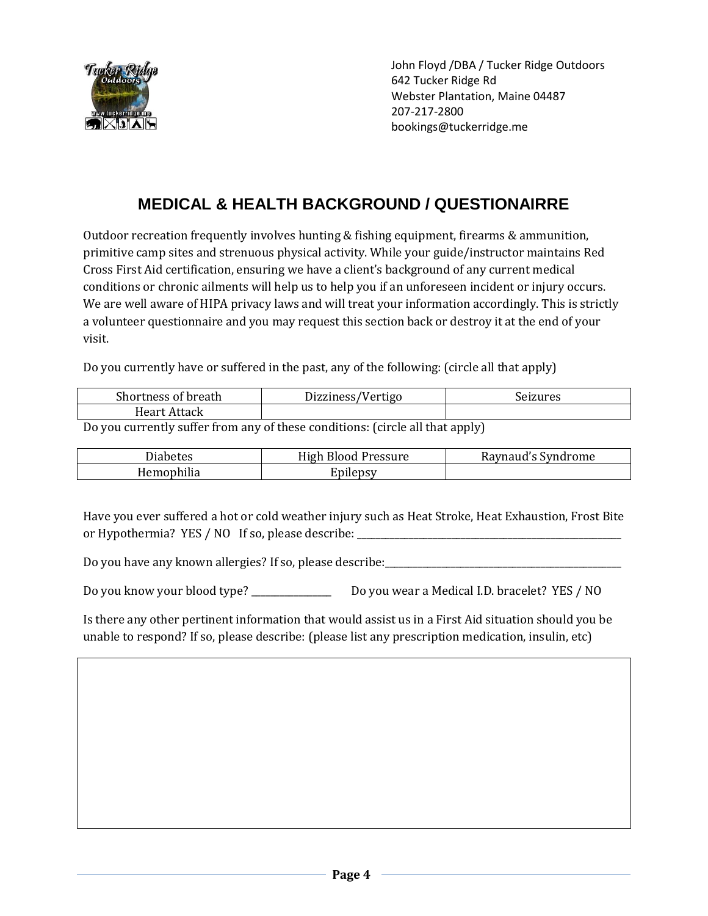John Floyd /DBA / Tucker Ridge Outdoors
642 Tucker Ridge Rd
Webster Plantation, Maine 04487
207-217-2800
bookings@tuckerridge.me

# MEDICAL & HEALTH BACKGROUND / QUESTIONAIRRE

Outdoor recreation frequently involves hunting & fishing equipment, firearms & ammunition, primitive camp sites and strenuous physical activity. While your guide/instructor maintains Red Cross First Aid certification, ensuring we have a client's background of any current medical conditions or chronic ailments will help us to help you if an unforeseen incident or injury occurs. We are well aware of HIPA privacy laws and will treat your information accordingly. This is strictly a volunteer questionnaire and you may request this section back or destroy it at the end of your visit.

Do you currently have or suffered in the past, any of the following: (circle all that apply)

| Shortness of breath | Dizziness/Vertigo | Seizures |
|---|---|---|
| Heart Attack | | |

Do you currently suffer from any of these conditions: (circle all that apply)

| Diabetes | High Blood Pressure | Raynaud's Syndrome |
|---|---|---|
| Hemophilia | Epilepsy | |

Have you ever suffered a hot or cold weather injury such as Heat Stroke, Heat Exhaustion, Frost Bite or Hypothermia? YES / NO If so, please describe: ____________________

Do you have any known allergies? If so, please describe: ____________________

Do you know your blood type? __________ Do you wear a Medical I.D. bracelet? YES / NO

Is there any other pertinent information that would assist us in a First Aid situation should you be unable to respond? If so, please describe: (please list any prescription medication, insulin, etc)

| |
|---|
| |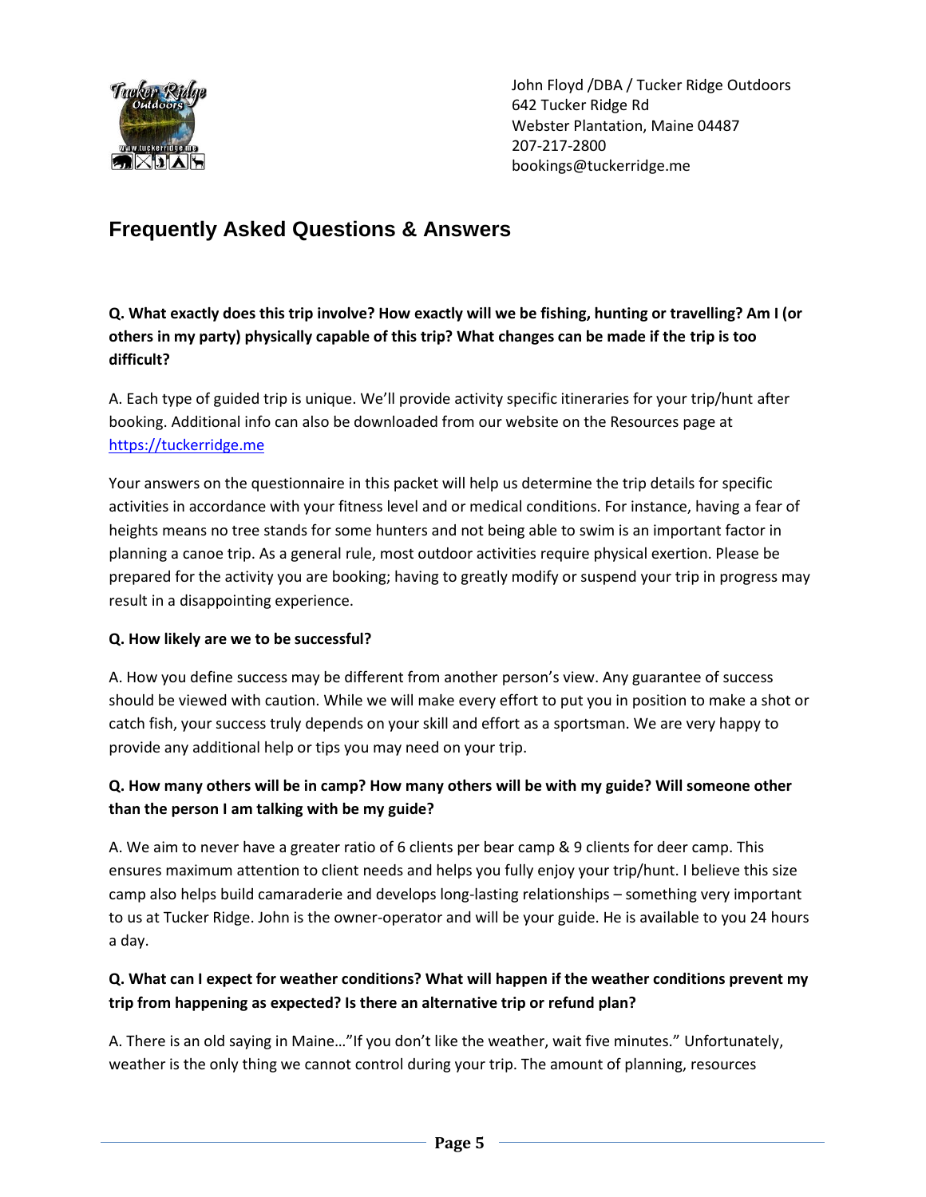John Floyd /DBA / Tucker Ridge Outdoors
642 Tucker Ridge Rd
Webster Plantation, Maine 04487
207-217-2800
bookings@tuckerridge.me

## Frequently Asked Questions & Answers

**Q. What exactly does this trip involve? How exactly will we be fishing, hunting or travelling? Am I (or others in my party) physically capable of this trip? What changes can be made if the trip is too difficult?**

A. Each type of guided trip is unique. We'll provide activity specific itineraries for your trip/hunt after booking. Additional info can also be downloaded from our website on the Resources page at [https://tuckerridge.me](https://tuckerridge.me)

Your answers on the questionnaire in this packet will help us determine the trip details for specific activities in accordance with your fitness level and or medical conditions. For instance, having a fear of heights means no tree stands for some hunters and not being able to swim is an important factor in planning a canoe trip. As a general rule, most outdoor activities require physical exertion. Please be prepared for the activity you are booking; having to greatly modify or suspend your trip in progress may result in a disappointing experience.

**Q. How likely are we to be successful?**

A. How you define success may be different from another person's view. Any guarantee of success should be viewed with caution. While we will make every effort to put you in position to make a shot or catch fish, your success truly depends on your skill and effort as a sportsman. We are very happy to provide any additional help or tips you may need on your trip.

**Q. How many others will be in camp? How many others will be with my guide? Will someone other than the person I am talking with be my guide?**

A. We aim to never have a greater ratio of 6 clients per bear camp & 9 clients for deer camp. This ensures maximum attention to client needs and helps you fully enjoy your trip/hunt. I believe this size camp also helps build camaraderie and develops long-lasting relationships – something very important to us at Tucker Ridge. John is the owner-operator and will be your guide. He is available to you 24 hours a day.

**Q. What can I expect for weather conditions? What will happen if the weather conditions prevent my trip from happening as expected? Is there an alternative trip or refund plan?**

A. There is an old saying in Maine…"If you don't like the weather, wait five minutes." Unfortunately, weather is the only thing we cannot control during your trip. The amount of planning, resources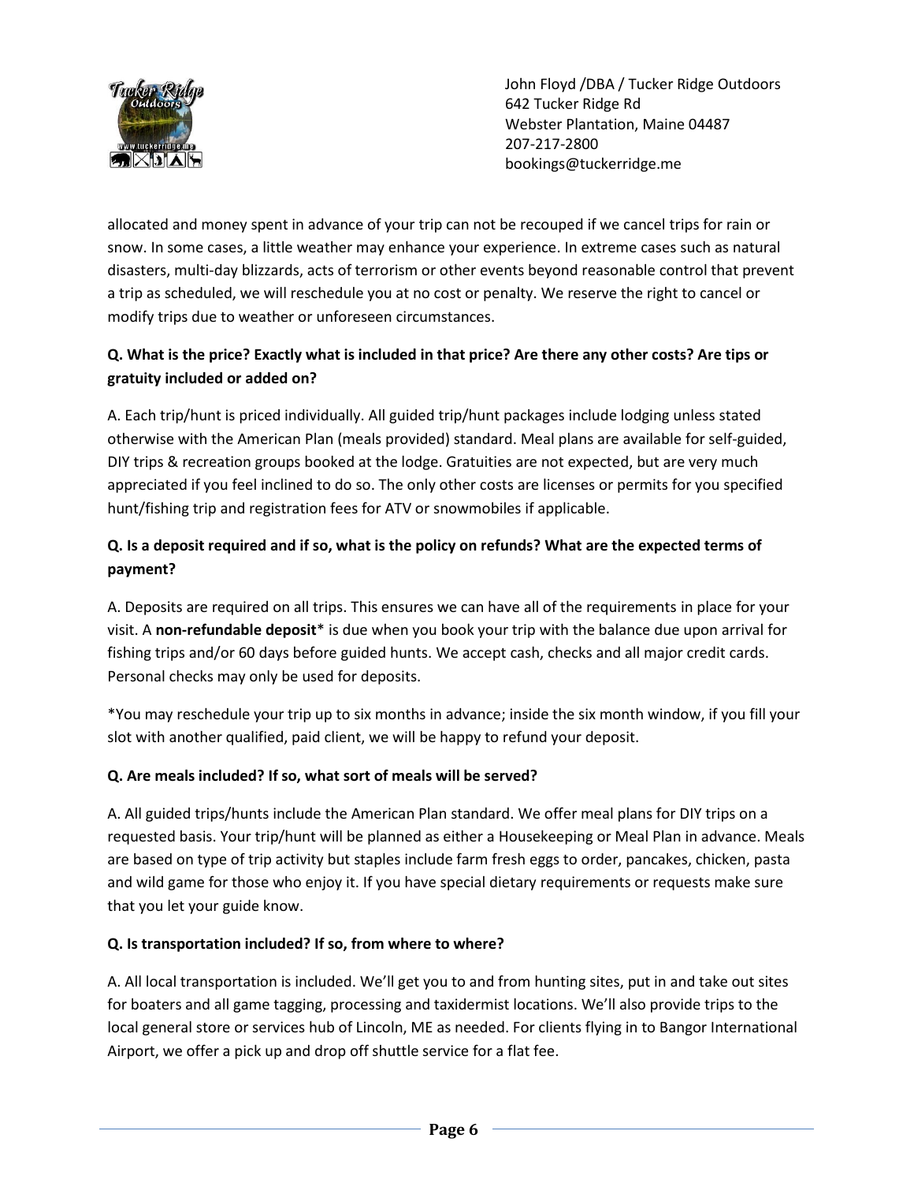allocated and money spent in advance of your trip can not be recouped if we cancel trips for rain or snow. In some cases, a little weather may enhance your experience. In extreme cases such as natural disasters, multi-day blizzards, acts of terrorism or other events beyond reasonable control that prevent a trip as scheduled, we will reschedule you at no cost or penalty. We reserve the right to cancel or modify trips due to weather or unforeseen circumstances.

**Q. What is the price? Exactly what is included in that price? Are there any other costs? Are tips or gratuity included or added on?**

A. Each trip/hunt is priced individually. All guided trip/hunt packages include lodging unless stated otherwise with the American Plan (meals provided) standard. Meal plans are available for self-guided, DIY trips & recreation groups booked at the lodge. Gratuities are not expected, but are very much appreciated if you feel inclined to do so. The only other costs are licenses or permits for you specified hunt/fishing trip and registration fees for ATV or snowmobiles if applicable.

**Q. Is a deposit required and if so, what is the policy on refunds? What are the expected terms of payment?**

A. Deposits are required on all trips. This ensures we can have all of the requirements in place for your visit. A **non-refundable deposit*** is due when you book your trip with the balance due upon arrival for fishing trips and/or 60 days before guided hunts. We accept cash, checks and all major credit cards. Personal checks may only be used for deposits.

*You may reschedule your trip up to six months in advance; inside the six month window, if you fill your slot with another qualified, paid client, we will be happy to refund your deposit.

**Q. Are meals included? If so, what sort of meals will be served?**

A. All guided trips/hunts include the American Plan standard. We offer meal plans for DIY trips on a requested basis. Your trip/hunt will be planned as either a Housekeeping or Meal Plan in advance. Meals are based on type of trip activity but staples include farm fresh eggs to order, pancakes, chicken, pasta and wild game for those who enjoy it. If you have special dietary requirements or requests make sure that you let your guide know.

**Q. Is transportation included? If so, from where to where?**

A. All local transportation is included. We'll get you to and from hunting sites, put in and take out sites for boaters and all game tagging, processing and taxidermist locations. We'll also provide trips to the local general store or services hub of Lincoln, ME as needed. For clients flying in to Bangor International Airport, we offer a pick up and drop off shuttle service for a flat fee.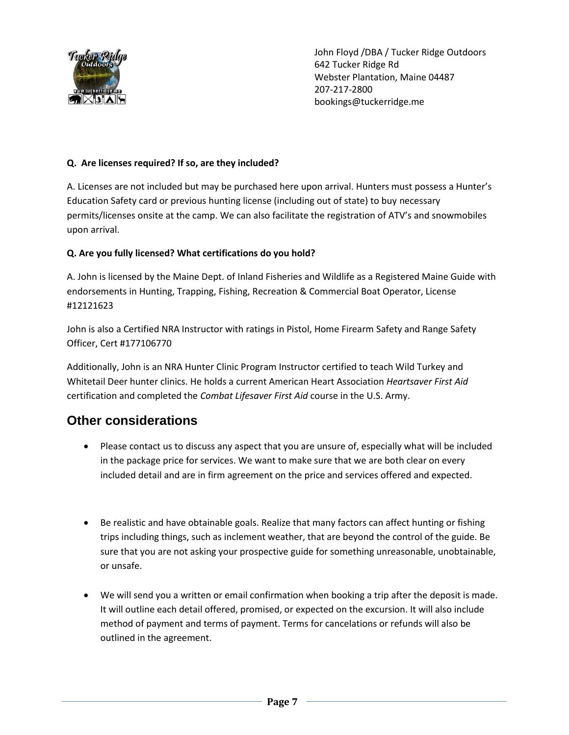John Floyd /DBA / Tucker Ridge Outdoors
642 Tucker Ridge Rd
Webster Plantation, Maine 04487
207-217-2800
bookings@tuckerridge.me

**Q. Are licenses required? If so, are they included?**

A. Licenses are not included but may be purchased here upon arrival. Hunters must possess a Hunter's Education Safety card or previous hunting license (including out of state) to buy necessary permits/licenses onsite at the camp. We can also facilitate the registration of ATV's and snowmobiles upon arrival.

**Q. Are you fully licensed? What certifications do you hold?**

A. John is licensed by the Maine Dept. of Inland Fisheries and Wildlife as a Registered Maine Guide with endorsements in Hunting, Trapping, Fishing, Recreation & Commercial Boat Operator, License #12121623

John is also a Certified NRA Instructor with ratings in Pistol, Home Firearm Safety and Range Safety Officer, Cert #177106770

Additionally, John is an NRA Hunter Clinic Program Instructor certified to teach Wild Turkey and Whitetail Deer hunter clinics. He holds a current American Heart Association *Heartsaver First Aid* certification and completed the *Combat Lifesaver First Aid* course in the U.S. Army.

## Other considerations

- Please contact us to discuss any aspect that you are unsure of, especially what will be included in the package price for services. We want to make sure that we are both clear on every included detail and are in firm agreement on the price and services offered and expected.

- Be realistic and have obtainable goals. Realize that many factors can affect hunting or fishing trips including things, such as inclement weather, that are beyond the control of the guide. Be sure that you are not asking your prospective guide for something unreasonable, unobtainable, or unsafe.

- We will send you a written or email confirmation when booking a trip after the deposit is made. It will outline each detail offered, promised, or expected on the excursion. It will also include method of payment and terms of payment. Terms for cancelations or refunds will also be outlined in the agreement.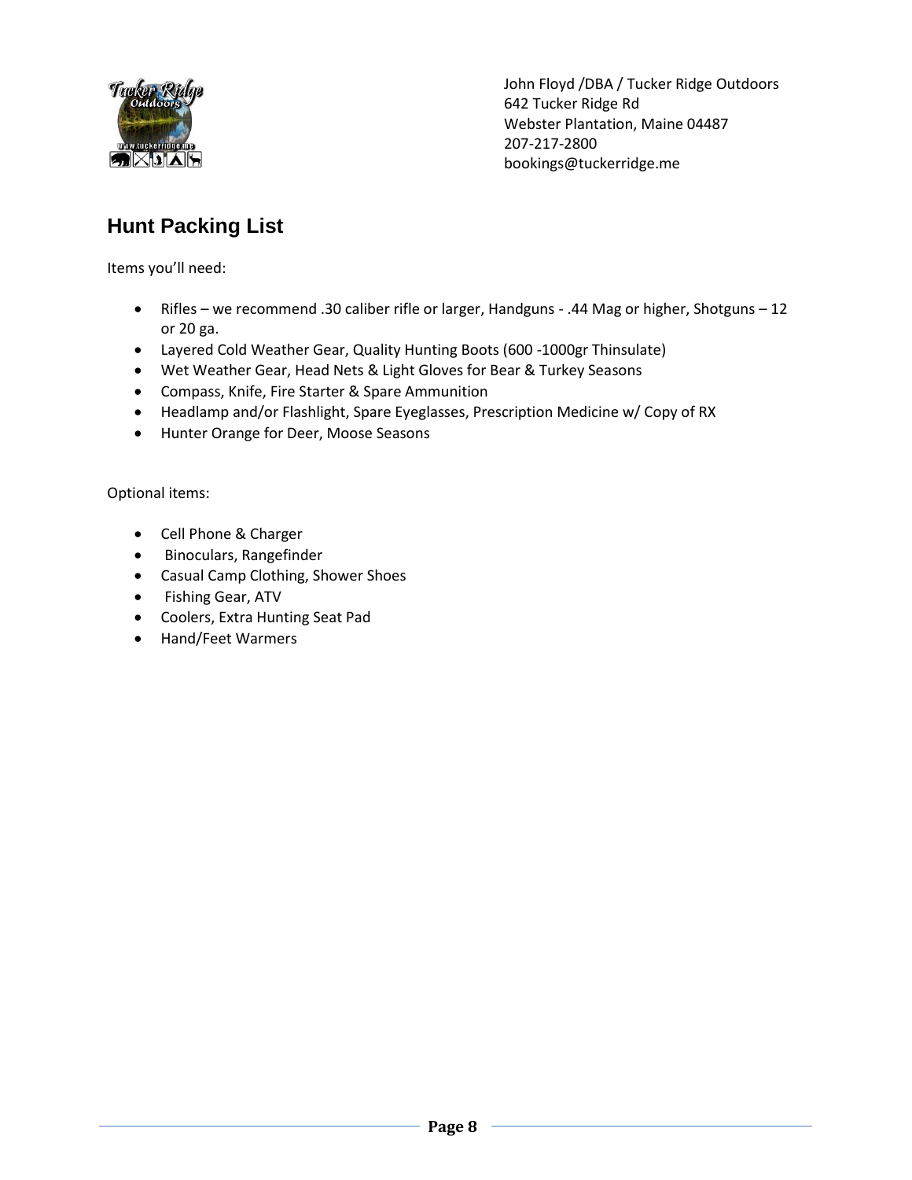John Floyd /DBA / Tucker Ridge Outdoors
642 Tucker Ridge Rd
Webster Plantation, Maine 04487
207-217-2800
bookings@tuckerridge.me

## Hunt Packing List

Items you'll need:

- Rifles – we recommend .30 caliber rifle or larger, Handguns - .44 Mag or higher, Shotguns – 12 or 20 ga.
- Layered Cold Weather Gear, Quality Hunting Boots (600 -1000gr Thinsulate)
- Wet Weather Gear, Head Nets & Light Gloves for Bear & Turkey Seasons
- Compass, Knife, Fire Starter & Spare Ammunition
- Headlamp and/or Flashlight, Spare Eyeglasses, Prescription Medicine w/ Copy of RX
- Hunter Orange for Deer, Moose Seasons

Optional items:

- Cell Phone & Charger
- Binoculars, Rangefinder
- Casual Camp Clothing, Shower Shoes
- Fishing Gear, ATV
- Coolers, Extra Hunting Seat Pad
- Hand/Feet Warmers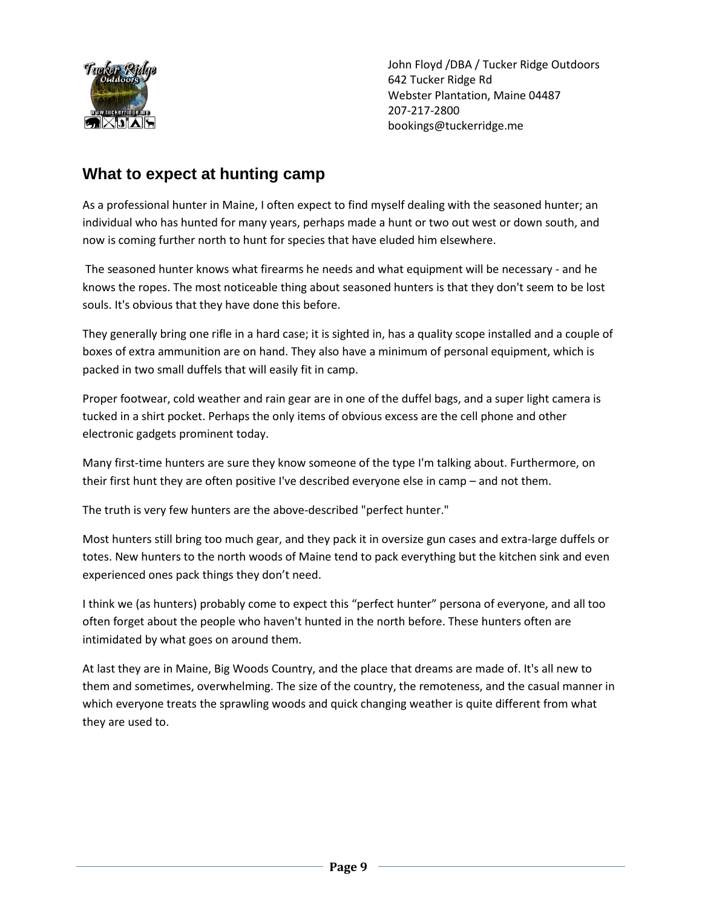John Floyd /DBA / Tucker Ridge Outdoors
642 Tucker Ridge Rd
Webster Plantation, Maine 04487
207-217-2800
bookings@tuckerridge.me

## What to expect at hunting camp

As a professional hunter in Maine, I often expect to find myself dealing with the seasoned hunter; an individual who has hunted for many years, perhaps made a hunt or two out west or down south, and now is coming further north to hunt for species that have eluded him elsewhere.

The seasoned hunter knows what firearms he needs and what equipment will be necessary - and he knows the ropes. The most noticeable thing about seasoned hunters is that they don't seem to be lost souls. It's obvious that they have done this before.

They generally bring one rifle in a hard case; it is sighted in, has a quality scope installed and a couple of boxes of extra ammunition are on hand. They also have a minimum of personal equipment, which is packed in two small duffels that will easily fit in camp.

Proper footwear, cold weather and rain gear are in one of the duffel bags, and a super light camera is tucked in a shirt pocket. Perhaps the only items of obvious excess are the cell phone and other electronic gadgets prominent today.

Many first-time hunters are sure they know someone of the type I'm talking about. Furthermore, on their first hunt they are often positive I've described everyone else in camp – and not them.

The truth is very few hunters are the above-described "perfect hunter."

Most hunters still bring too much gear, and they pack it in oversize gun cases and extra-large duffels or totes. New hunters to the north woods of Maine tend to pack everything but the kitchen sink and even experienced ones pack things they don't need.

I think we (as hunters) probably come to expect this "perfect hunter" persona of everyone, and all too often forget about the people who haven't hunted in the north before. These hunters often are intimidated by what goes on around them.

At last they are in Maine, Big Woods Country, and the place that dreams are made of. It's all new to them and sometimes, overwhelming. The size of the country, the remoteness, and the casual manner in which everyone treats the sprawling woods and quick changing weather is quite different from what they are used to.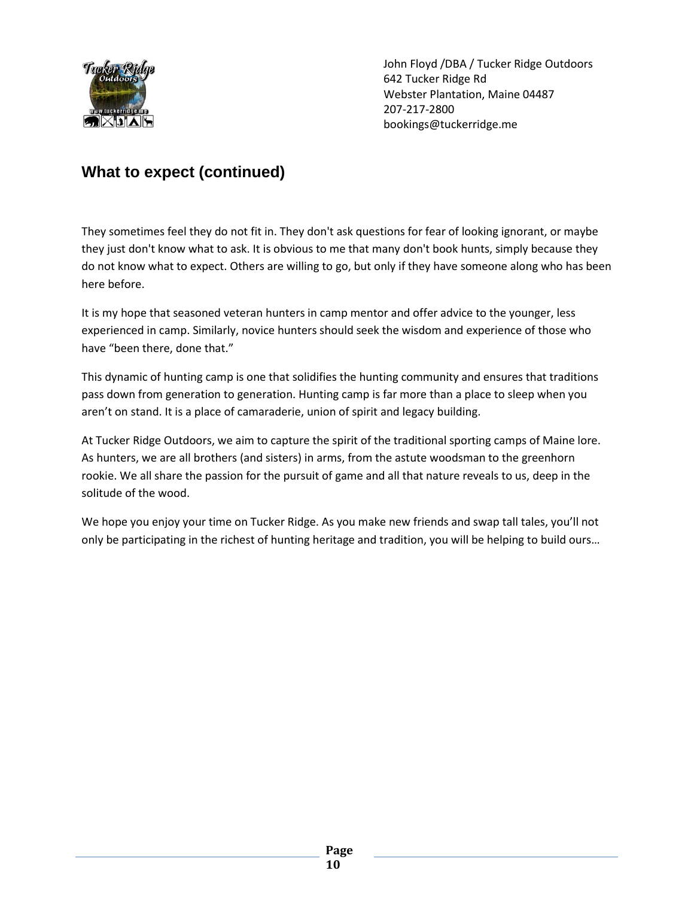## What to expect (continued)

They sometimes feel they do not fit in. They don't ask questions for fear of looking ignorant, or maybe they just don't know what to ask. It is obvious to me that many don't book hunts, simply because they do not know what to expect. Others are willing to go, but only if they have someone along who has been here before.

It is my hope that seasoned veteran hunters in camp mentor and offer advice to the younger, less experienced in camp. Similarly, novice hunters should seek the wisdom and experience of those who have "been there, done that."

This dynamic of hunting camp is one that solidifies the hunting community and ensures that traditions pass down from generation to generation. Hunting camp is far more than a place to sleep when you aren't on stand. It is a place of camaraderie, union of spirit and legacy building.

At Tucker Ridge Outdoors, we aim to capture the spirit of the traditional sporting camps of Maine lore. As hunters, we are all brothers (and sisters) in arms, from the astute woodsman to the greenhorn rookie. We all share the passion for the pursuit of game and all that nature reveals to us, deep in the solitude of the wood.

We hope you enjoy your time on Tucker Ridge. As you make new friends and swap tall tales, you'll not only be participating in the richest of hunting heritage and tradition, you will be helping to build ours…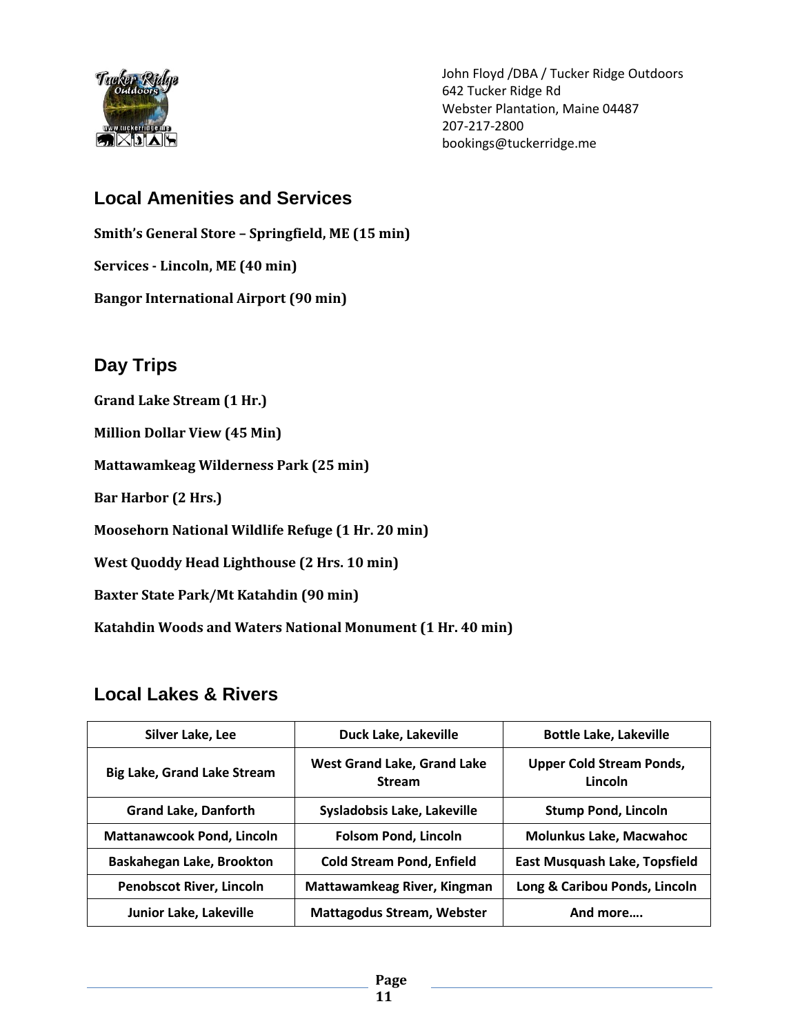John Floyd /DBA / Tucker Ridge Outdoors
642 Tucker Ridge Rd
Webster Plantation, Maine 04487
207-217-2800
bookings@tuckerridge.me

## Local Amenities and Services

**Smith's General Store – Springfield, ME (15 min)**

**Services - Lincoln, ME (40 min)**

**Bangor International Airport (90 min)**

## Day Trips

**Grand Lake Stream (1 Hr.)**

**Million Dollar View (45 Min)**

**Mattawamkeag Wilderness Park (25 min)**

**Bar Harbor (2 Hrs.)**

**Moosehorn National Wildlife Refuge (1 Hr. 20 min)**

**West Quoddy Head Lighthouse (2 Hrs. 10 min)**

**Baxter State Park/Mt Katahdin (90 min)**

**Katahdin Woods and Waters National Monument (1 Hr. 40 min)**

## Local Lakes & Rivers

| Silver Lake, Lee | Duck Lake, Lakeville | Bottle Lake, Lakeville |
|---|---|---|
| Big Lake, Grand Lake Stream | West Grand Lake, Grand Lake Stream | Upper Cold Stream Ponds, Lincoln |
| Grand Lake, Danforth | Sysladobsis Lake, Lakeville | Stump Pond, Lincoln |
| Mattanawcook Pond, Lincoln | Folsom Pond, Lincoln | Molunkus Lake, Macwahoc |
| Baskahegan Lake, Brookton | Cold Stream Pond, Enfield | East Musquash Lake, Topsfield |
| Penobscot River, Lincoln | Mattawamkeag River, Kingman | Long & Caribou Ponds, Lincoln |
| Junior Lake, Lakeville | Mattagodus Stream, Webster | And more…. |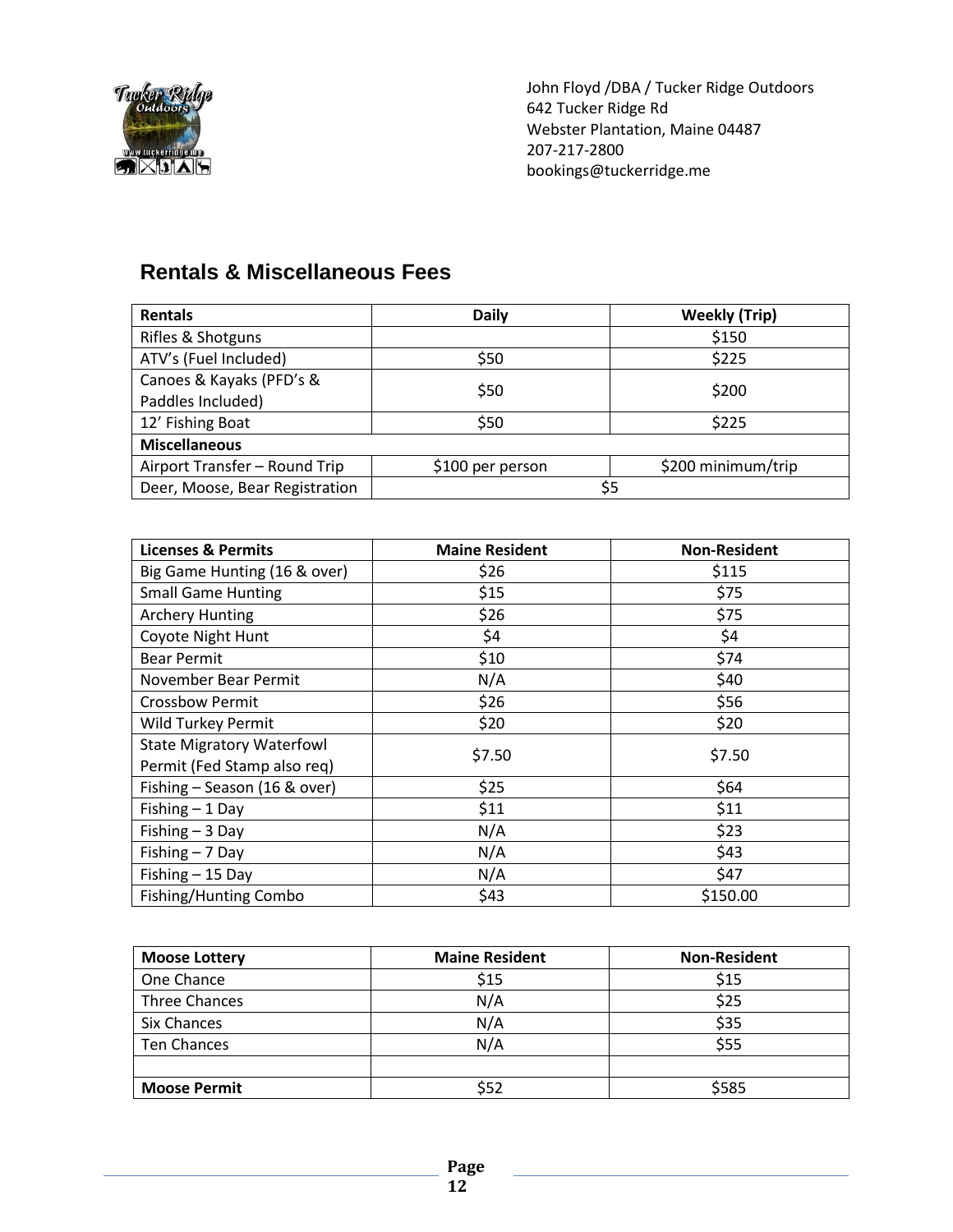John Floyd /DBA / Tucker Ridge Outdoors
642 Tucker Ridge Rd
Webster Plantation, Maine 04487
207-217-2800
bookings@tuckerridge.me

## Rentals & Miscellaneous Fees

| Rentals | Daily | Weekly (Trip) |
|---|---|---|
| Rifles & Shotguns | | $150 |
| ATV's (Fuel Included) | $50 | $225 |
| Canoes & Kayaks (PFD's & Paddles Included) | $50 | $200 |
| 12' Fishing Boat | $50 | $225 |
| **Miscellaneous** | | |
| Airport Transfer – Round Trip | $100 per person | $200 minimum/trip |
| Deer, Moose, Bear Registration | $5 | |

| Licenses & Permits | Maine Resident | Non-Resident |
|---|---|---|
| Big Game Hunting (16 & over) | $26 | $115 |
| Small Game Hunting | $15 | $75 |
| Archery Hunting | $26 | $75 |
| Coyote Night Hunt | $4 | $4 |
| Bear Permit | $10 | $74 |
| November Bear Permit | N/A | $40 |
| Crossbow Permit | $26 | $56 |
| Wild Turkey Permit | $20 | $20 |
| State Migratory Waterfowl Permit (Fed Stamp also req) | $7.50 | $7.50 |
| Fishing – Season (16 & over) | $25 | $64 |
| Fishing – 1 Day | $11 | $11 |
| Fishing – 3 Day | N/A | $23 |
| Fishing – 7 Day | N/A | $43 |
| Fishing – 15 Day | N/A | $47 |
| Fishing/Hunting Combo | $43 | $150.00 |

| Moose Lottery | Maine Resident | Non-Resident |
|---|---|---|
| One Chance | $15 | $15 |
| Three Chances | N/A | $25 |
| Six Chances | N/A | $35 |
| Ten Chances | N/A | $55 |
| | | |
| **Moose Permit** | $52 | $585 |